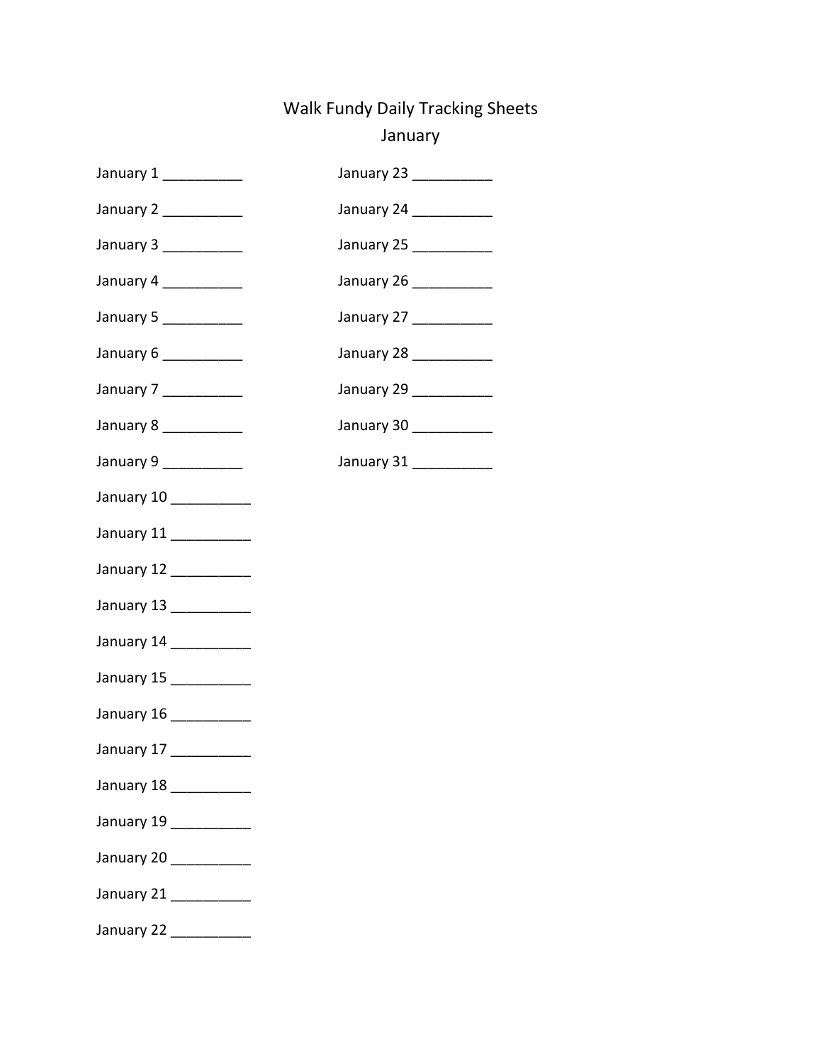# Walk Fundy Daily Tracking Sheets

## January

January 1 __________

January 2 __________

January 3 __________

January 4 __________

January 5 __________

January 6 __________

January 7 __________

January 8 __________

January 9 __________

January 10 __________

January 11 __________

January 12 __________

January 13 __________

January 14 __________

January 15 __________

January 16 __________

January 17 __________

January 18 __________

January 19 __________

January 20 __________

January 21 __________

January 22 __________

January 23 __________

January 24 __________

January 25 __________

January 26 __________

January 27 __________

January 28 __________

January 29 __________

January 30 __________

January 31 __________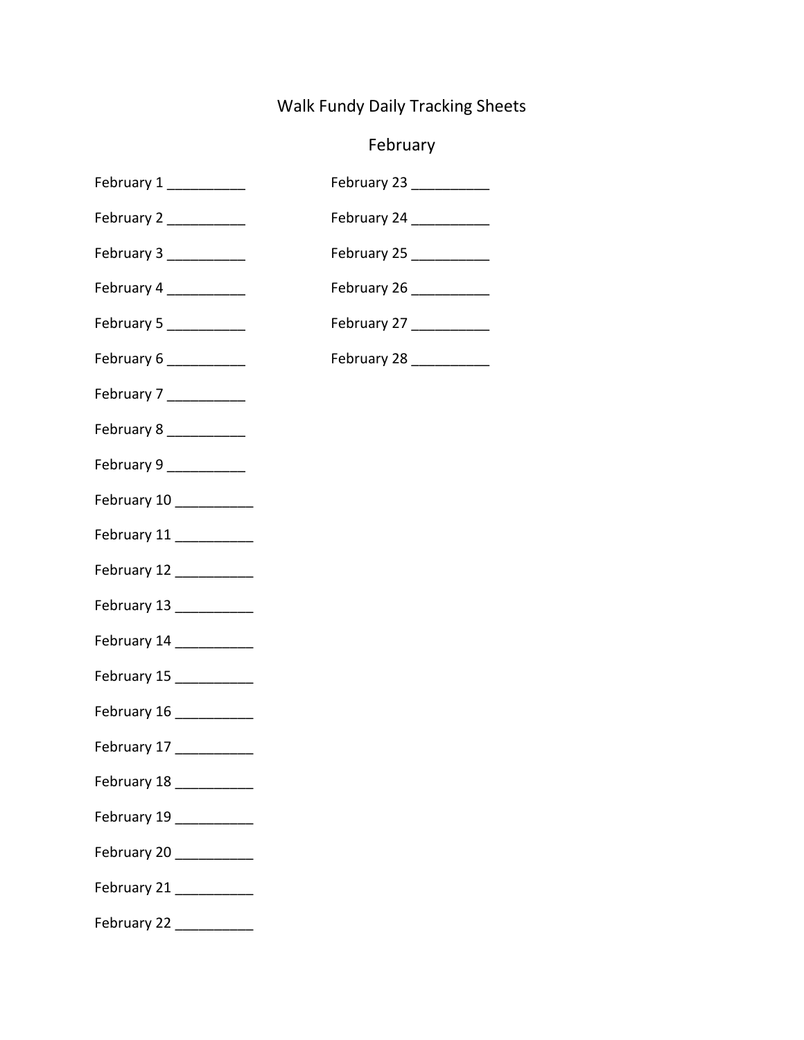# Walk Fundy Daily Tracking Sheets

## February

February 1 __________

February 2 __________

February 3 __________

February 4 __________

February 5 __________

February 6 __________

February 7 __________

February 8 __________

February 9 __________

February 10 __________

February 11 __________

February 12 __________

February 13 __________

February 14 __________

February 15 __________

February 16 __________

February 17 __________

February 18 __________

February 19 __________

February 20 __________

February 21 __________

February 22 __________

February 23 __________

February 24 __________

February 25 __________

February 26 __________

February 27 __________

February 28 __________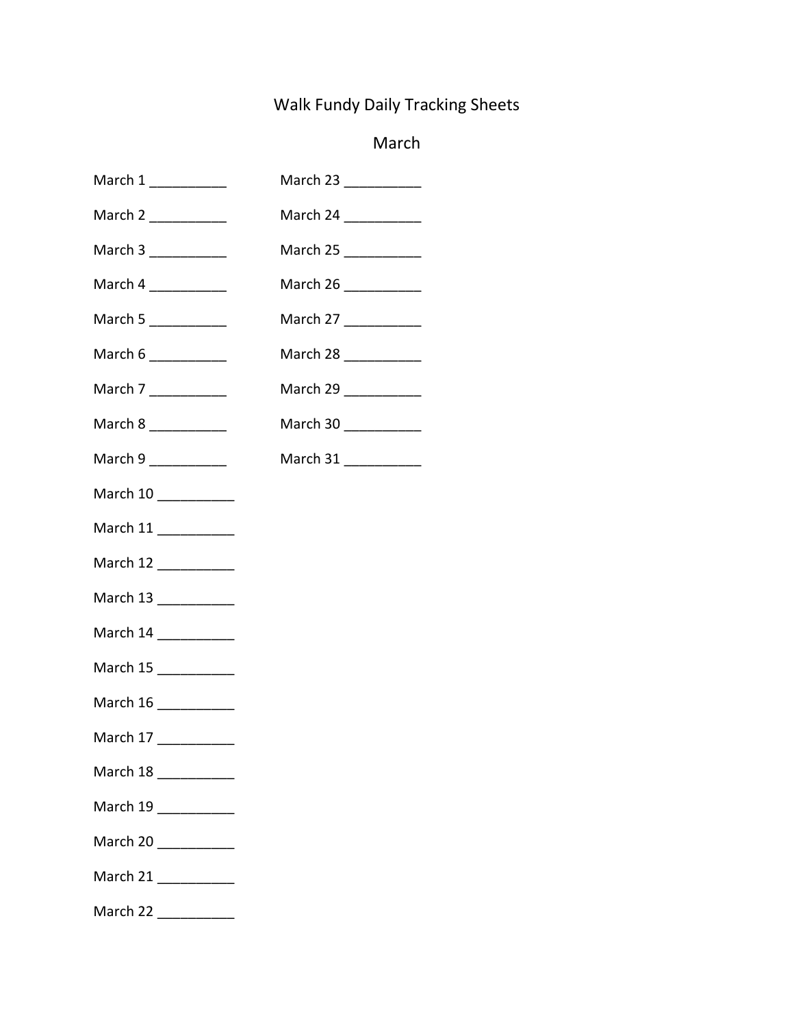# Walk Fundy Daily Tracking Sheets

## March

March 1 __________

March 2 __________

March 3 __________

March 4 __________

March 5 __________

March 6 __________

March 7 __________

March 8 __________

March 9 __________

March 10 __________

March 11 __________

March 12 __________

March 13 __________

March 14 __________

March 15 __________

March 16 __________

March 17 __________

March 18 __________

March 19 __________

March 20 __________

March 21 __________

March 22 __________

March 23 __________

March 24 __________

March 25 __________

March 26 __________

March 27 __________

March 28 __________

March 29 __________

March 30 __________

March 31 __________